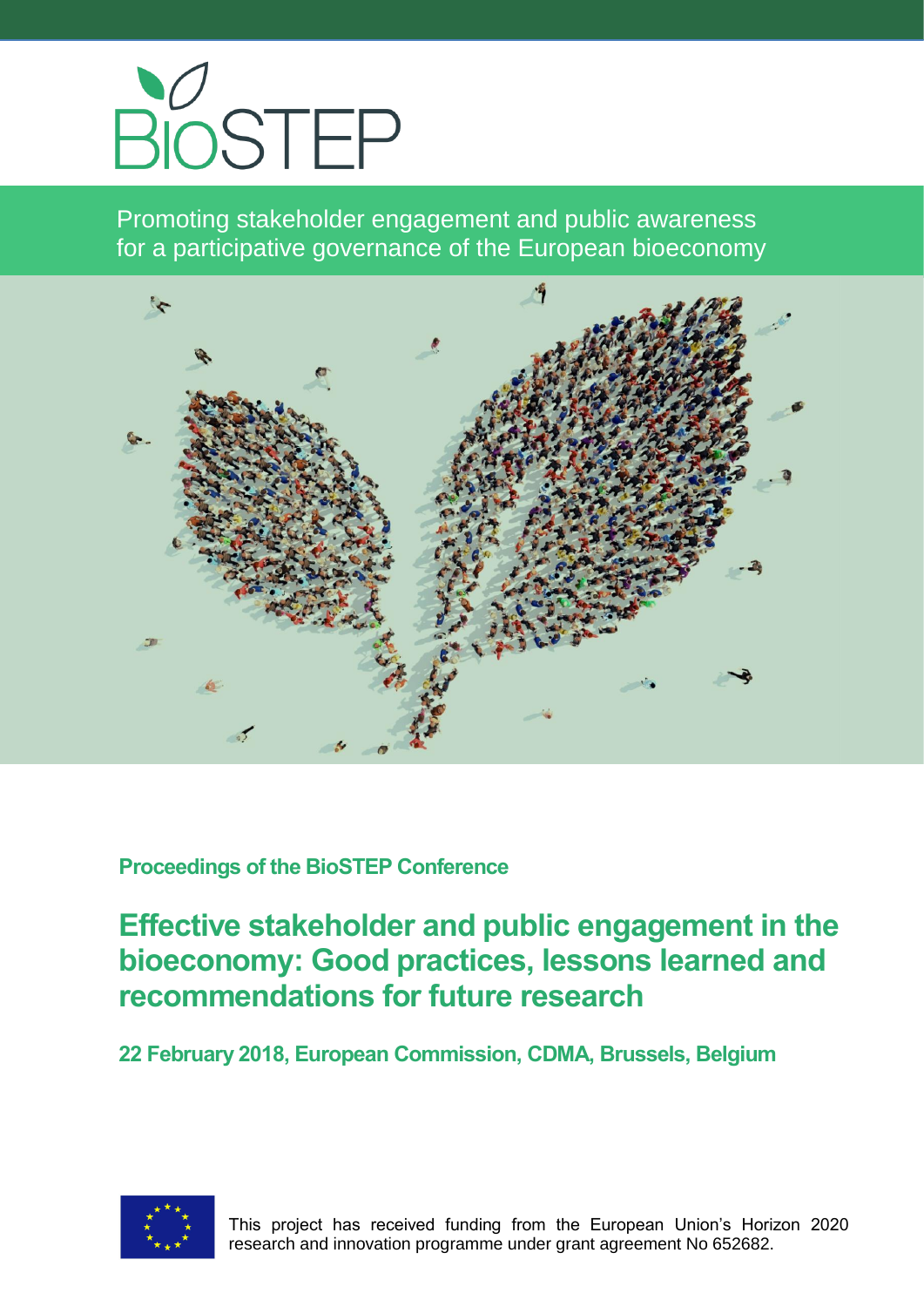# BioSTEP

Promoting stakeholder engagement and public awareness for a participative governance of the European bioeconomy

**Proceedings of the BioSTEP Conference**

## Effective stakeholder and public engagement in the bioeconomy: Good practices, lessons learned and recommendations for future research

**22 February 2018, European Commission, CDMA, Brussels, Belgium**

This project has received funding from the European Union's Horizon 2020 research and innovation programme under grant agreement No 652682.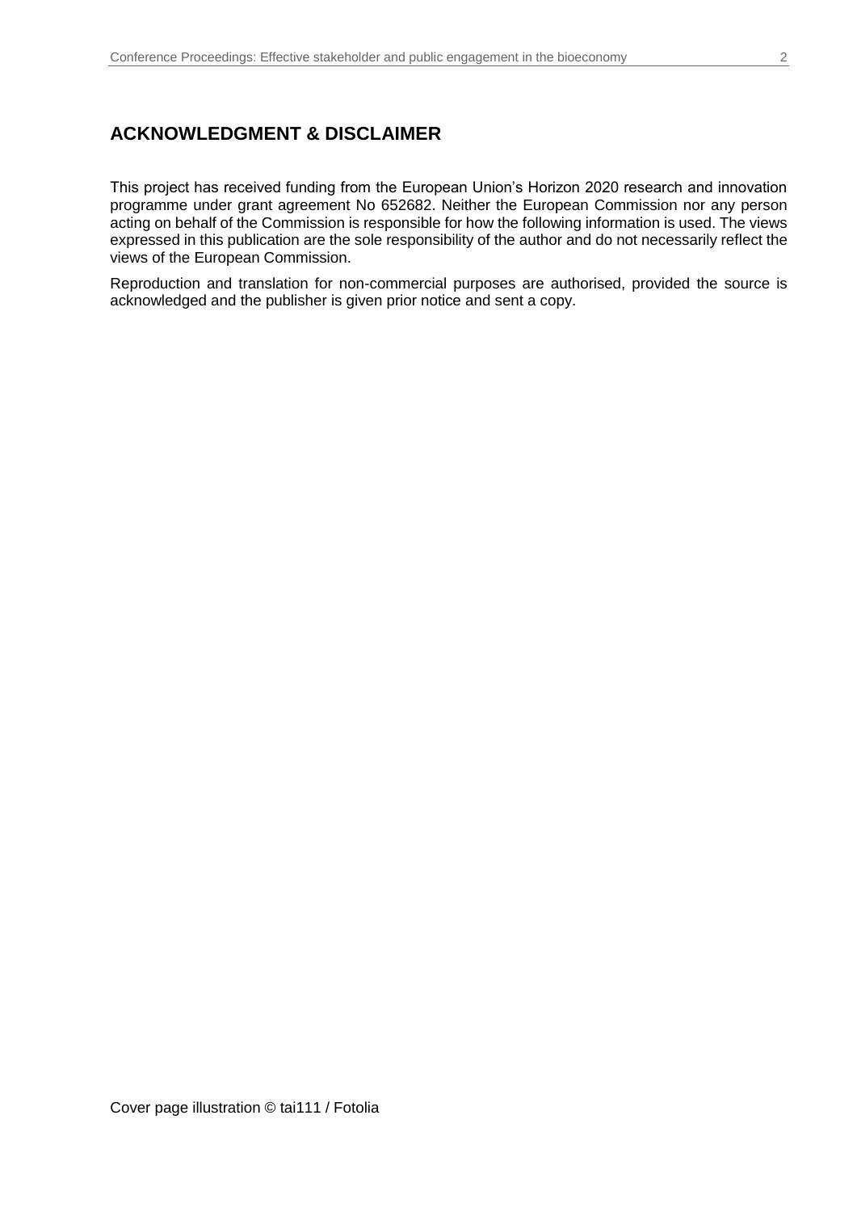## ACKNOWLEDGMENT & DISCLAIMER

This project has received funding from the European Union's Horizon 2020 research and innovation programme under grant agreement No 652682. Neither the European Commission nor any person acting on behalf of the Commission is responsible for how the following information is used. The views expressed in this publication are the sole responsibility of the author and do not necessarily reflect the views of the European Commission.

Reproduction and translation for non-commercial purposes are authorised, provided the source is acknowledged and the publisher is given prior notice and sent a copy.

Cover page illustration © tai111 / Fotolia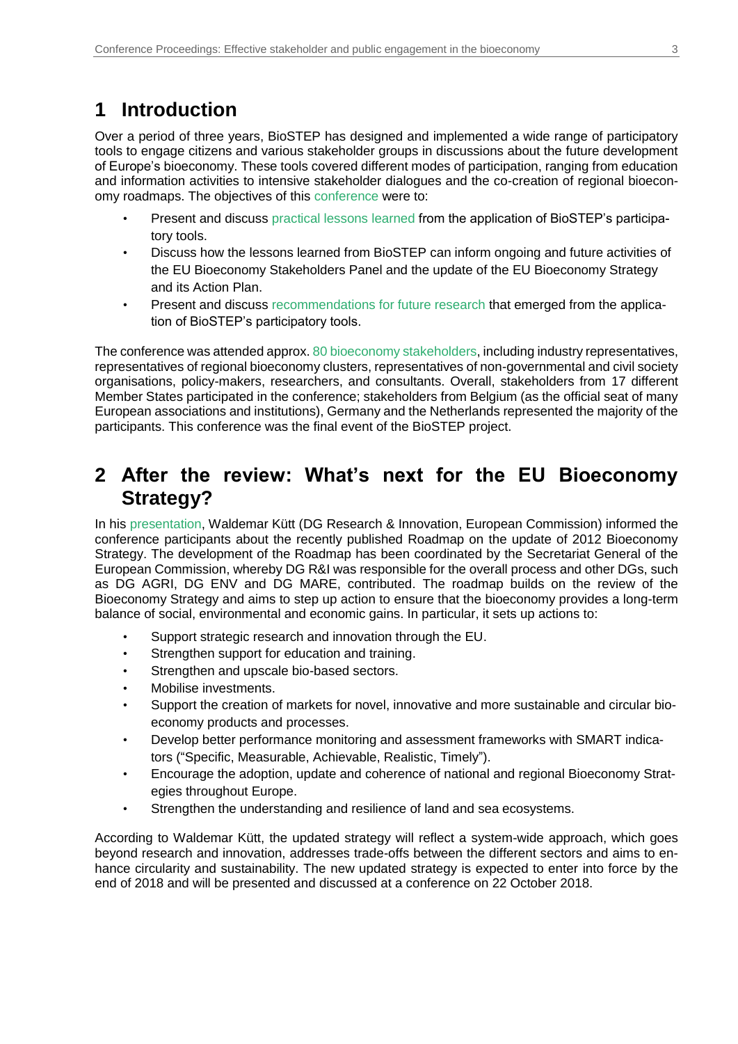# 1 Introduction

Over a period of three years, BioSTEP has designed and implemented a wide range of participatory tools to engage citizens and various stakeholder groups in discussions about the future development of Europe's bioeconomy. These tools covered different modes of participation, ranging from education and information activities to intensive stakeholder dialogues and the co-creation of regional bioeconomy roadmaps. The objectives of this conference were to:

- Present and discuss practical lessons learned from the application of BioSTEP's participatory tools.
- Discuss how the lessons learned from BioSTEP can inform ongoing and future activities of the EU Bioeconomy Stakeholders Panel and the update of the EU Bioeconomy Strategy and its Action Plan.
- Present and discuss recommendations for future research that emerged from the application of BioSTEP's participatory tools.

The conference was attended approx. 80 bioeconomy stakeholders, including industry representatives, representatives of regional bioeconomy clusters, representatives of non-governmental and civil society organisations, policy-makers, researchers, and consultants. Overall, stakeholders from 17 different Member States participated in the conference; stakeholders from Belgium (as the official seat of many European associations and institutions), Germany and the Netherlands represented the majority of the participants. This conference was the final event of the BioSTEP project.

# 2 After the review: What's next for the EU Bioeconomy Strategy?

In his presentation, Waldemar Kütt (DG Research & Innovation, European Commission) informed the conference participants about the recently published Roadmap on the update of 2012 Bioeconomy Strategy. The development of the Roadmap has been coordinated by the Secretariat General of the European Commission, whereby DG R&I was responsible for the overall process and other DGs, such as DG AGRI, DG ENV and DG MARE, contributed. The roadmap builds on the review of the Bioeconomy Strategy and aims to step up action to ensure that the bioeconomy provides a long-term balance of social, environmental and economic gains. In particular, it sets up actions to:

- Support strategic research and innovation through the EU.
- Strengthen support for education and training.
- Strengthen and upscale bio-based sectors.
- Mobilise investments.
- Support the creation of markets for novel, innovative and more sustainable and circular bioeconomy products and processes.
- Develop better performance monitoring and assessment frameworks with SMART indicators ("Specific, Measurable, Achievable, Realistic, Timely").
- Encourage the adoption, update and coherence of national and regional Bioeconomy Strategies throughout Europe.
- Strengthen the understanding and resilience of land and sea ecosystems.

According to Waldemar Kütt, the updated strategy will reflect a system-wide approach, which goes beyond research and innovation, addresses trade-offs between the different sectors and aims to enhance circularity and sustainability. The new updated strategy is expected to enter into force by the end of 2018 and will be presented and discussed at a conference on 22 October 2018.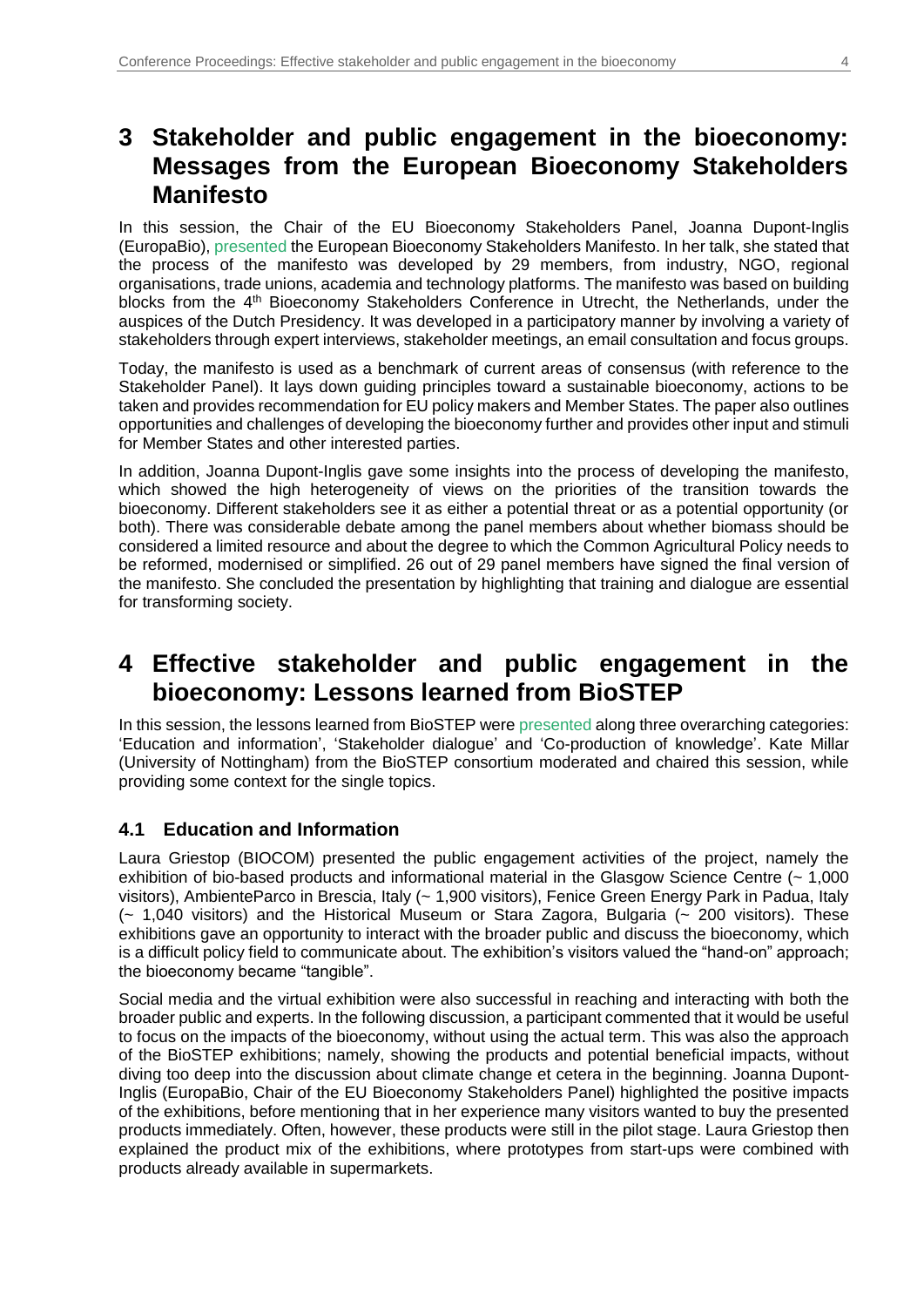# 3 Stakeholder and public engagement in the bioeconomy: Messages from the European Bioeconomy Stakeholders Manifesto

In this session, the Chair of the EU Bioeconomy Stakeholders Panel, Joanna Dupont-Inglis (EuropaBio), presented the European Bioeconomy Stakeholders Manifesto. In her talk, she stated that the process of the manifesto was developed by 29 members, from industry, NGO, regional organisations, trade unions, academia and technology platforms. The manifesto was based on building blocks from the 4th Bioeconomy Stakeholders Conference in Utrecht, the Netherlands, under the auspices of the Dutch Presidency. It was developed in a participatory manner by involving a variety of stakeholders through expert interviews, stakeholder meetings, an email consultation and focus groups.

Today, the manifesto is used as a benchmark of current areas of consensus (with reference to the Stakeholder Panel). It lays down guiding principles toward a sustainable bioeconomy, actions to be taken and provides recommendation for EU policy makers and Member States. The paper also outlines opportunities and challenges of developing the bioeconomy further and provides other input and stimuli for Member States and other interested parties.

In addition, Joanna Dupont-Inglis gave some insights into the process of developing the manifesto, which showed the high heterogeneity of views on the priorities of the transition towards the bioeconomy. Different stakeholders see it as either a potential threat or as a potential opportunity (or both). There was considerable debate among the panel members about whether biomass should be considered a limited resource and about the degree to which the Common Agricultural Policy needs to be reformed, modernised or simplified. 26 out of 29 panel members have signed the final version of the manifesto. She concluded the presentation by highlighting that training and dialogue are essential for transforming society.

# 4 Effective stakeholder and public engagement in the bioeconomy: Lessons learned from BioSTEP

In this session, the lessons learned from BioSTEP were presented along three overarching categories: 'Education and information', 'Stakeholder dialogue' and 'Co-production of knowledge'. Kate Millar (University of Nottingham) from the BioSTEP consortium moderated and chaired this session, while providing some context for the single topics.

## 4.1 Education and Information

Laura Griestop (BIOCOM) presented the public engagement activities of the project, namely the exhibition of bio-based products and informational material in the Glasgow Science Centre (~ 1,000 visitors), AmbienteParco in Brescia, Italy (~ 1,900 visitors), Fenice Green Energy Park in Padua, Italy (~ 1,040 visitors) and the Historical Museum or Stara Zagora, Bulgaria (~ 200 visitors). These exhibitions gave an opportunity to interact with the broader public and discuss the bioeconomy, which is a difficult policy field to communicate about. The exhibition's visitors valued the "hand-on" approach; the bioeconomy became "tangible".

Social media and the virtual exhibition were also successful in reaching and interacting with both the broader public and experts. In the following discussion, a participant commented that it would be useful to focus on the impacts of the bioeconomy, without using the actual term. This was also the approach of the BioSTEP exhibitions; namely, showing the products and potential beneficial impacts, without diving too deep into the discussion about climate change et cetera in the beginning. Joanna Dupont-Inglis (EuropaBio, Chair of the EU Bioeconomy Stakeholders Panel) highlighted the positive impacts of the exhibitions, before mentioning that in her experience many visitors wanted to buy the presented products immediately. Often, however, these products were still in the pilot stage. Laura Griestop then explained the product mix of the exhibitions, where prototypes from start-ups were combined with products already available in supermarkets.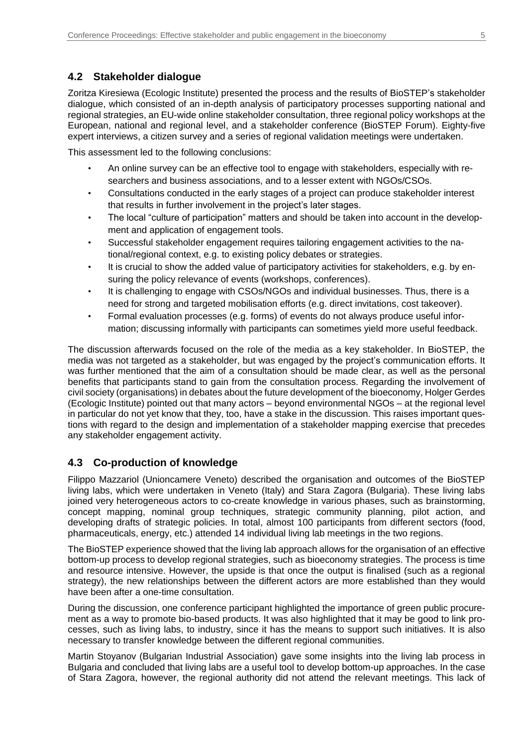## 4.2 Stakeholder dialogue

Zoritza Kiresiewa (Ecologic Institute) presented the process and the results of BioSTEP's stakeholder dialogue, which consisted of an in-depth analysis of participatory processes supporting national and regional strategies, an EU-wide online stakeholder consultation, three regional policy workshops at the European, national and regional level, and a stakeholder conference (BioSTEP Forum). Eighty-five expert interviews, a citizen survey and a series of regional validation meetings were undertaken.

This assessment led to the following conclusions:

- An online survey can be an effective tool to engage with stakeholders, especially with researchers and business associations, and to a lesser extent with NGOs/CSOs.
- Consultations conducted in the early stages of a project can produce stakeholder interest that results in further involvement in the project's later stages.
- The local "culture of participation" matters and should be taken into account in the development and application of engagement tools.
- Successful stakeholder engagement requires tailoring engagement activities to the national/regional context, e.g. to existing policy debates or strategies.
- It is crucial to show the added value of participatory activities for stakeholders, e.g. by ensuring the policy relevance of events (workshops, conferences).
- It is challenging to engage with CSOs/NGOs and individual businesses. Thus, there is a need for strong and targeted mobilisation efforts (e.g. direct invitations, cost takeover).
- Formal evaluation processes (e.g. forms) of events do not always produce useful information; discussing informally with participants can sometimes yield more useful feedback.

The discussion afterwards focused on the role of the media as a key stakeholder. In BioSTEP, the media was not targeted as a stakeholder, but was engaged by the project's communication efforts. It was further mentioned that the aim of a consultation should be made clear, as well as the personal benefits that participants stand to gain from the consultation process. Regarding the involvement of civil society (organisations) in debates about the future development of the bioeconomy, Holger Gerdes (Ecologic Institute) pointed out that many actors – beyond environmental NGOs – at the regional level in particular do not yet know that they, too, have a stake in the discussion. This raises important questions with regard to the design and implementation of a stakeholder mapping exercise that precedes any stakeholder engagement activity.

## 4.3 Co-production of knowledge

Filippo Mazzariol (Unioncamere Veneto) described the organisation and outcomes of the BioSTEP living labs, which were undertaken in Veneto (Italy) and Stara Zagora (Bulgaria). These living labs joined very heterogeneous actors to co-create knowledge in various phases, such as brainstorming, concept mapping, nominal group techniques, strategic community planning, pilot action, and developing drafts of strategic policies. In total, almost 100 participants from different sectors (food, pharmaceuticals, energy, etc.) attended 14 individual living lab meetings in the two regions.

The BioSTEP experience showed that the living lab approach allows for the organisation of an effective bottom-up process to develop regional strategies, such as bioeconomy strategies. The process is time and resource intensive. However, the upside is that once the output is finalised (such as a regional strategy), the new relationships between the different actors are more established than they would have been after a one-time consultation.

During the discussion, one conference participant highlighted the importance of green public procurement as a way to promote bio-based products. It was also highlighted that it may be good to link processes, such as living labs, to industry, since it has the means to support such initiatives. It is also necessary to transfer knowledge between the different regional communities.

Martin Stoyanov (Bulgarian Industrial Association) gave some insights into the living lab process in Bulgaria and concluded that living labs are a useful tool to develop bottom-up approaches. In the case of Stara Zagora, however, the regional authority did not attend the relevant meetings. This lack of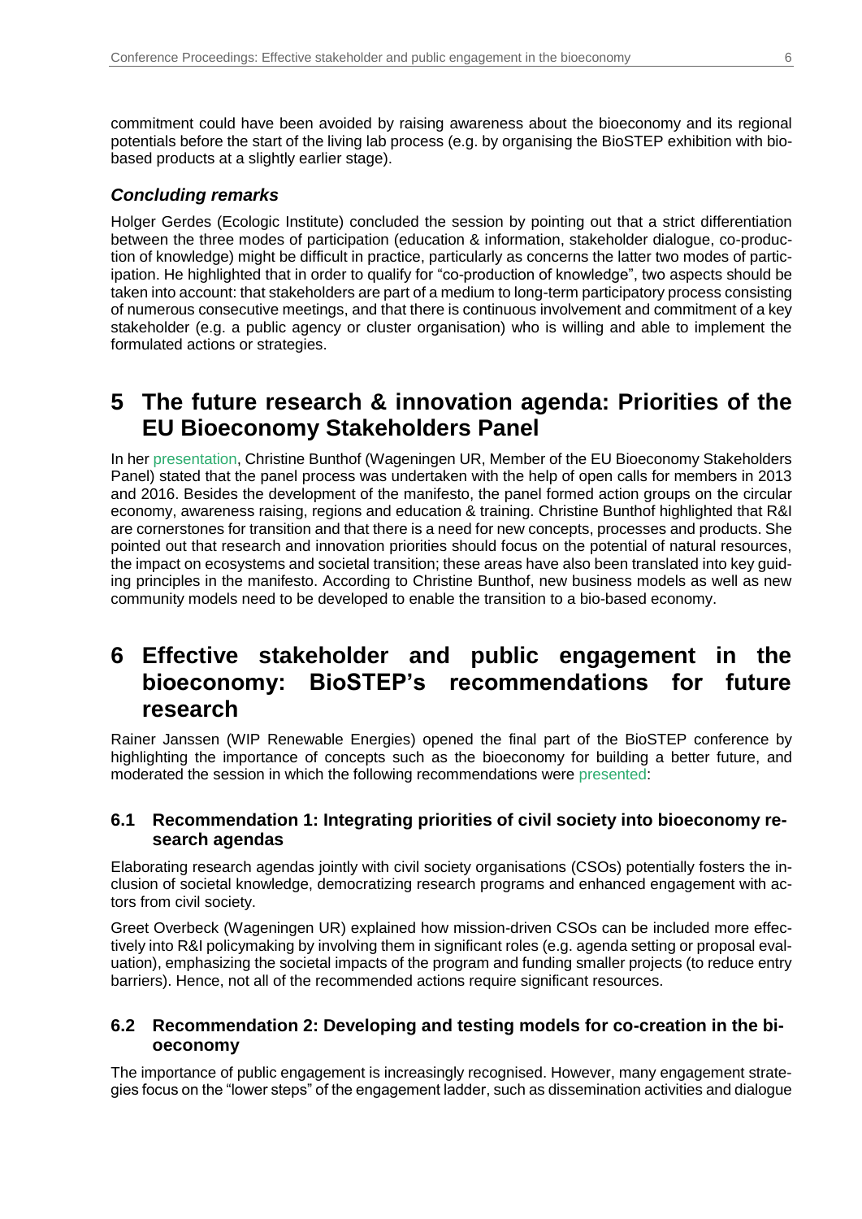commitment could have been avoided by raising awareness about the bioeconomy and its regional potentials before the start of the living lab process (e.g. by organising the BioSTEP exhibition with bio-based products at a slightly earlier stage).

### *Concluding remarks*

Holger Gerdes (Ecologic Institute) concluded the session by pointing out that a strict differentiation between the three modes of participation (education & information, stakeholder dialogue, co-production of knowledge) might be difficult in practice, particularly as concerns the latter two modes of participation. He highlighted that in order to qualify for "co-production of knowledge", two aspects should be taken into account: that stakeholders are part of a medium to long-term participatory process consisting of numerous consecutive meetings, and that there is continuous involvement and commitment of a key stakeholder (e.g. a public agency or cluster organisation) who is willing and able to implement the formulated actions or strategies.

# 5 The future research & innovation agenda: Priorities of the EU Bioeconomy Stakeholders Panel

In her presentation, Christine Bunthof (Wageningen UR, Member of the EU Bioeconomy Stakeholders Panel) stated that the panel process was undertaken with the help of open calls for members in 2013 and 2016. Besides the development of the manifesto, the panel formed action groups on the circular economy, awareness raising, regions and education & training. Christine Bunthof highlighted that R&I are cornerstones for transition and that there is a need for new concepts, processes and products. She pointed out that research and innovation priorities should focus on the potential of natural resources, the impact on ecosystems and societal transition; these areas have also been translated into key guiding principles in the manifesto. According to Christine Bunthof, new business models as well as new community models need to be developed to enable the transition to a bio-based economy.

# 6 Effective stakeholder and public engagement in the bioeconomy: BioSTEP's recommendations for future research

Rainer Janssen (WIP Renewable Energies) opened the final part of the BioSTEP conference by highlighting the importance of concepts such as the bioeconomy for building a better future, and moderated the session in which the following recommendations were presented:

## 6.1 Recommendation 1: Integrating priorities of civil society into bioeconomy research agendas

Elaborating research agendas jointly with civil society organisations (CSOs) potentially fosters the inclusion of societal knowledge, democratizing research programs and enhanced engagement with actors from civil society.

Greet Overbeck (Wageningen UR) explained how mission-driven CSOs can be included more effectively into R&I policymaking by involving them in significant roles (e.g. agenda setting or proposal evaluation), emphasizing the societal impacts of the program and funding smaller projects (to reduce entry barriers). Hence, not all of the recommended actions require significant resources.

## 6.2 Recommendation 2: Developing and testing models for co-creation in the bioeconomy

The importance of public engagement is increasingly recognised. However, many engagement strategies focus on the "lower steps" of the engagement ladder, such as dissemination activities and dialogue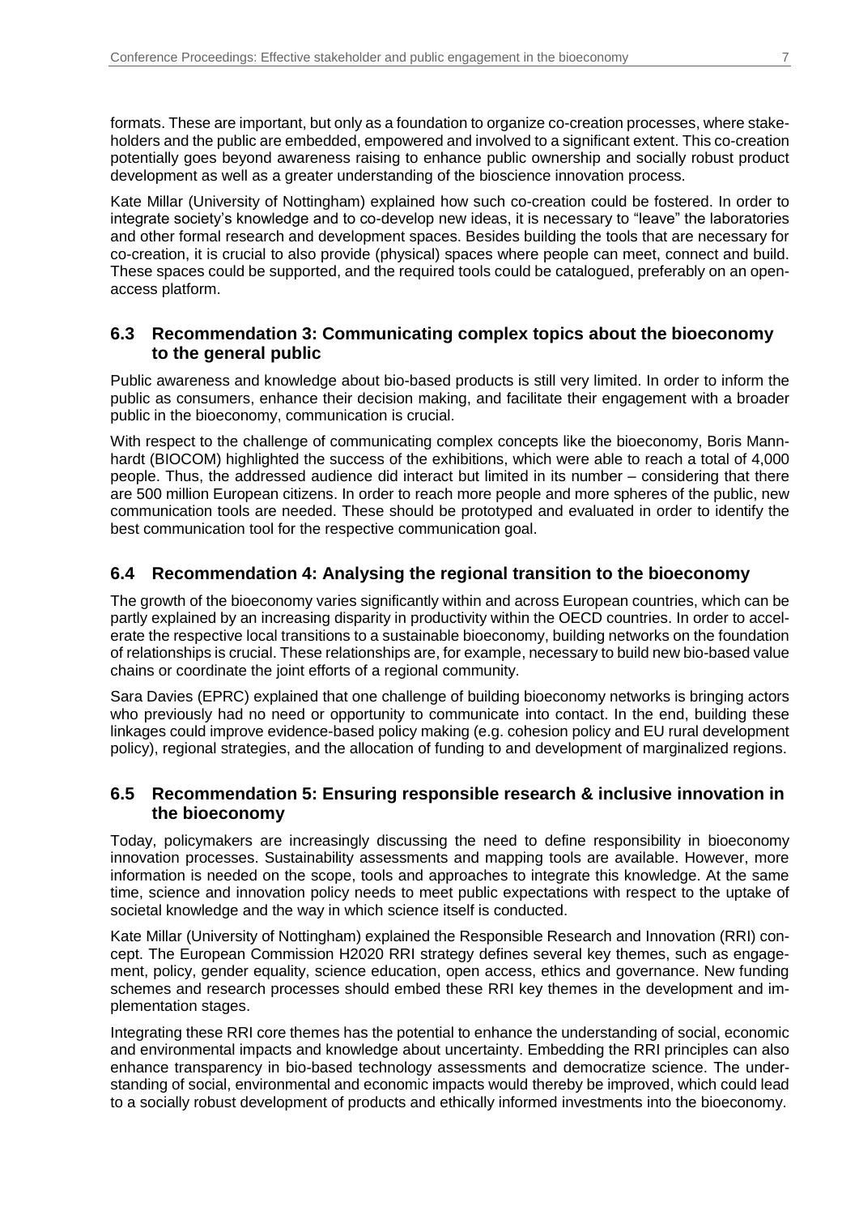formats. These are important, but only as a foundation to organize co-creation processes, where stakeholders and the public are embedded, empowered and involved to a significant extent. This co-creation potentially goes beyond awareness raising to enhance public ownership and socially robust product development as well as a greater understanding of the bioscience innovation process.

Kate Millar (University of Nottingham) explained how such co-creation could be fostered. In order to integrate society's knowledge and to co-develop new ideas, it is necessary to "leave" the laboratories and other formal research and development spaces. Besides building the tools that are necessary for co-creation, it is crucial to also provide (physical) spaces where people can meet, connect and build. These spaces could be supported, and the required tools could be catalogued, preferably on an open-access platform.

## 6.3 Recommendation 3: Communicating complex topics about the bioeconomy to the general public

Public awareness and knowledge about bio-based products is still very limited. In order to inform the public as consumers, enhance their decision making, and facilitate their engagement with a broader public in the bioeconomy, communication is crucial.

With respect to the challenge of communicating complex concepts like the bioeconomy, Boris Mannhardt (BIOCOM) highlighted the success of the exhibitions, which were able to reach a total of 4,000 people. Thus, the addressed audience did interact but limited in its number – considering that there are 500 million European citizens. In order to reach more people and more spheres of the public, new communication tools are needed. These should be prototyped and evaluated in order to identify the best communication tool for the respective communication goal.

## 6.4 Recommendation 4: Analysing the regional transition to the bioeconomy

The growth of the bioeconomy varies significantly within and across European countries, which can be partly explained by an increasing disparity in productivity within the OECD countries. In order to accelerate the respective local transitions to a sustainable bioeconomy, building networks on the foundation of relationships is crucial. These relationships are, for example, necessary to build new bio-based value chains or coordinate the joint efforts of a regional community.

Sara Davies (EPRC) explained that one challenge of building bioeconomy networks is bringing actors who previously had no need or opportunity to communicate into contact. In the end, building these linkages could improve evidence-based policy making (e.g. cohesion policy and EU rural development policy), regional strategies, and the allocation of funding to and development of marginalized regions.

## 6.5 Recommendation 5: Ensuring responsible research & inclusive innovation in the bioeconomy

Today, policymakers are increasingly discussing the need to define responsibility in bioeconomy innovation processes. Sustainability assessments and mapping tools are available. However, more information is needed on the scope, tools and approaches to integrate this knowledge. At the same time, science and innovation policy needs to meet public expectations with respect to the uptake of societal knowledge and the way in which science itself is conducted.

Kate Millar (University of Nottingham) explained the Responsible Research and Innovation (RRI) concept. The European Commission H2020 RRI strategy defines several key themes, such as engagement, policy, gender equality, science education, open access, ethics and governance. New funding schemes and research processes should embed these RRI key themes in the development and implementation stages.

Integrating these RRI core themes has the potential to enhance the understanding of social, economic and environmental impacts and knowledge about uncertainty. Embedding the RRI principles can also enhance transparency in bio-based technology assessments and democratize science. The understanding of social, environmental and economic impacts would thereby be improved, which could lead to a socially robust development of products and ethically informed investments into the bioeconomy.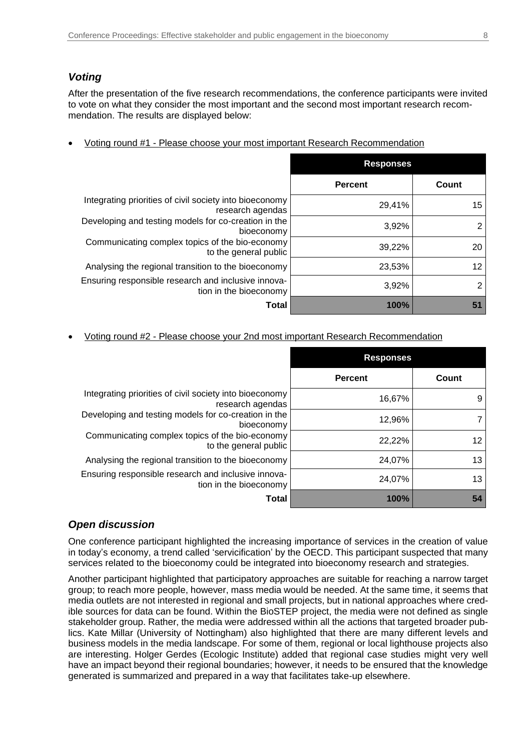### *Voting*

After the presentation of the five research recommendations, the conference participants were invited to vote on what they consider the most important and the second most important research recommendation. The results are displayed below:

- Voting round #1 - Please choose your most important Research Recommendation

| | Responses | |
|---|---|---|
| | **Percent** | **Count** |
| Integrating priorities of civil society into bioeconomy research agendas | 29,41% | 15 |
| Developing and testing models for co-creation in the bioeconomy | 3,92% | 2 |
| Communicating complex topics of the bio-economy to the general public | 39,22% | 20 |
| Analysing the regional transition to the bioeconomy | 23,53% | 12 |
| Ensuring responsible research and inclusive innovation in the bioeconomy | 3,92% | 2 |
| **Total** | **100%** | **51** |

- Voting round #2 - Please choose your 2nd most important Research Recommendation

| | Responses | |
|---|---|---|
| | **Percent** | **Count** |
| Integrating priorities of civil society into bioeconomy research agendas | 16,67% | 9 |
| Developing and testing models for co-creation in the bioeconomy | 12,96% | 7 |
| Communicating complex topics of the bio-economy to the general public | 22,22% | 12 |
| Analysing the regional transition to the bioeconomy | 24,07% | 13 |
| Ensuring responsible research and inclusive innovation in the bioeconomy | 24,07% | 13 |
| **Total** | **100%** | **54** |

### *Open discussion*

One conference participant highlighted the increasing importance of services in the creation of value in today's economy, a trend called 'servicification' by the OECD. This participant suspected that many services related to the bioeconomy could be integrated into bioeconomy research and strategies.

Another participant highlighted that participatory approaches are suitable for reaching a narrow target group; to reach more people, however, mass media would be needed. At the same time, it seems that media outlets are not interested in regional and small projects, but in national approaches where credible sources for data can be found. Within the BioSTEP project, the media were not defined as single stakeholder group. Rather, the media were addressed within all the actions that targeted broader publics. Kate Millar (University of Nottingham) also highlighted that there are many different levels and business models in the media landscape. For some of them, regional or local lighthouse projects also are interesting. Holger Gerdes (Ecologic Institute) added that regional case studies might very well have an impact beyond their regional boundaries; however, it needs to be ensured that the knowledge generated is summarized and prepared in a way that facilitates take-up elsewhere.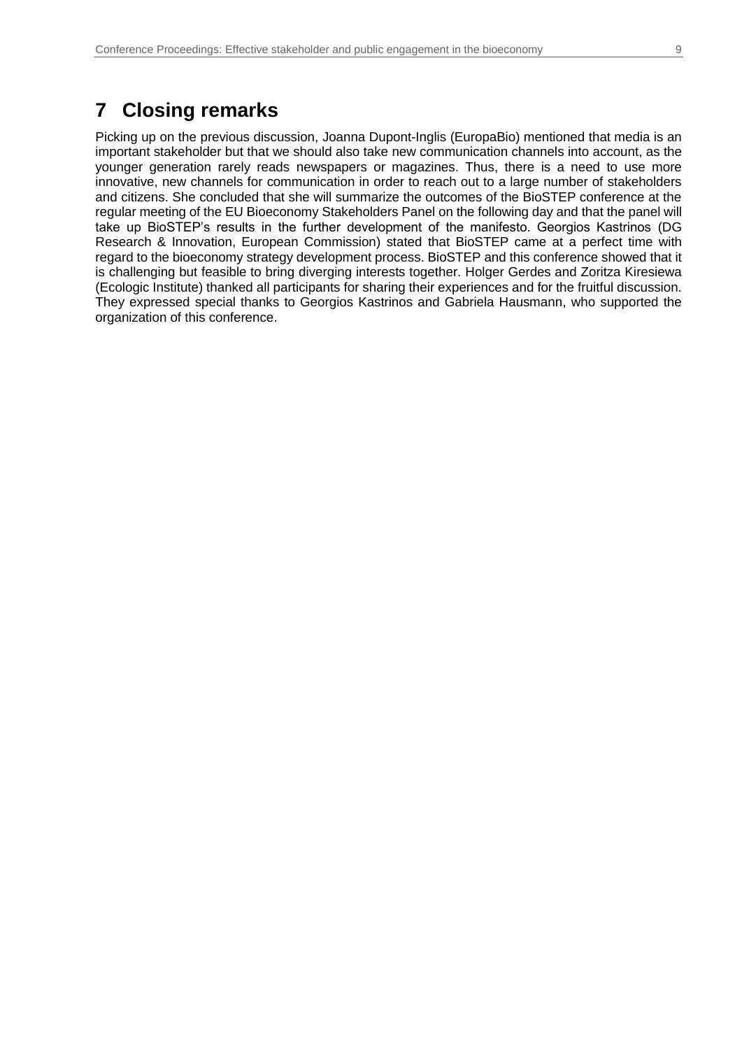# 7 Closing remarks

Picking up on the previous discussion, Joanna Dupont-Inglis (EuropaBio) mentioned that media is an important stakeholder but that we should also take new communication channels into account, as the younger generation rarely reads newspapers or magazines. Thus, there is a need to use more innovative, new channels for communication in order to reach out to a large number of stakeholders and citizens. She concluded that she will summarize the outcomes of the BioSTEP conference at the regular meeting of the EU Bioeconomy Stakeholders Panel on the following day and that the panel will take up BioSTEP's results in the further development of the manifesto. Georgios Kastrinos (DG Research & Innovation, European Commission) stated that BioSTEP came at a perfect time with regard to the bioeconomy strategy development process. BioSTEP and this conference showed that it is challenging but feasible to bring diverging interests together. Holger Gerdes and Zoritza Kiresiewa (Ecologic Institute) thanked all participants for sharing their experiences and for the fruitful discussion. They expressed special thanks to Georgios Kastrinos and Gabriela Hausmann, who supported the organization of this conference.